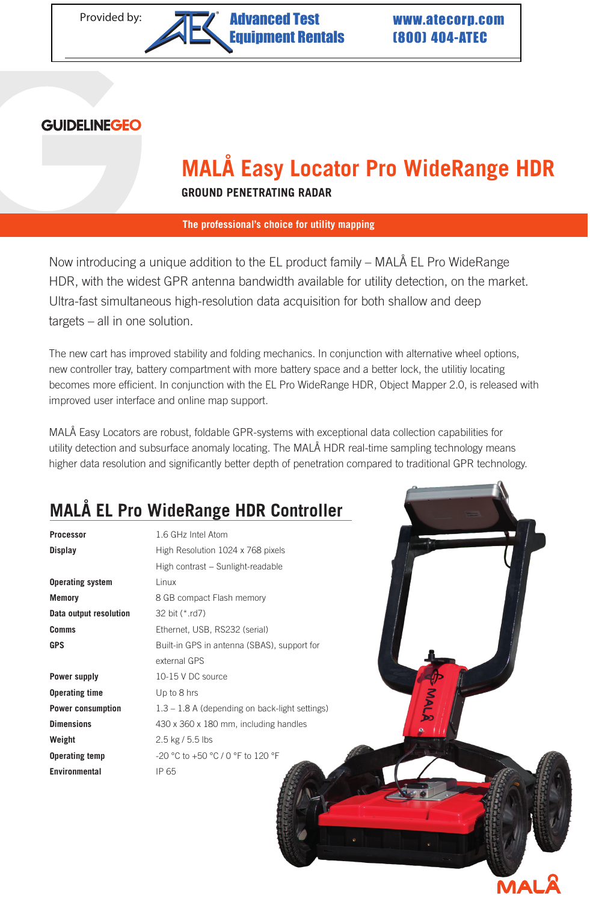Provided by: Advanced Test Equipment Rentals www.atecorp.com (800) 404-ATEC

GUIDELINEGEO

# MALÅ Easy Locator Pro WideRange HDR

**GROUND PENETRATING RADAR**

**The professional's choice for utility mapping**

Now introducing a unique addition to the EL product family – MALÅ EL Pro WideRange HDR, with the widest GPR antenna bandwidth available for utility detection, on the market. Ultra-fast simultaneous high-resolution data acquisition for both shallow and deep targets – all in one solution.

The new cart has improved stability and folding mechanics. In conjunction with alternative wheel options, new controller tray, battery compartment with more battery space and a better lock, the utilitiy locating becomes more efficient. In conjunction with the EL Pro WideRange HDR, Object Mapper 2.0, is released with improved user interface and online map support.

MALÅ Easy Locators are robust, foldable GPR-systems with exceptional data collection capabilities for utility detection and subsurface anomaly locating. The MALÅ HDR real-time sampling technology means higher data resolution and significantly better depth of penetration compared to traditional GPR technology.

## MALÅ EL Pro WideRange HDR Controller

| | |
|---|---|
| **Processor** | 1.6 GHz Intel Atom |
| **Display** | High Resolution 1024 x 768 pixels<br>High contrast – Sunlight-readable |
| **Operating system** | Linux |
| **Memory** | 8 GB compact Flash memory |
| **Data output resolution** | 32 bit (*.rd7) |
| **Comms** | Ethernet, USB, RS232 (serial) |
| **GPS** | Built-in GPS in antenna (SBAS), support for external GPS |
| **Power supply** | 10-15 V DC source |
| **Operating time** | Up to 8 hrs |
| **Power consumption** | 1.3 – 1.8 A (depending on back-light settings) |
| **Dimensions** | 430 x 360 x 180 mm, including handles |
| **Weight** | 2.5 kg / 5.5 lbs |
| **Operating temp** | -20 °C to +50 °C / 0 °F to 120 °F |
| **Environmental** | IP 65 |

MALÅ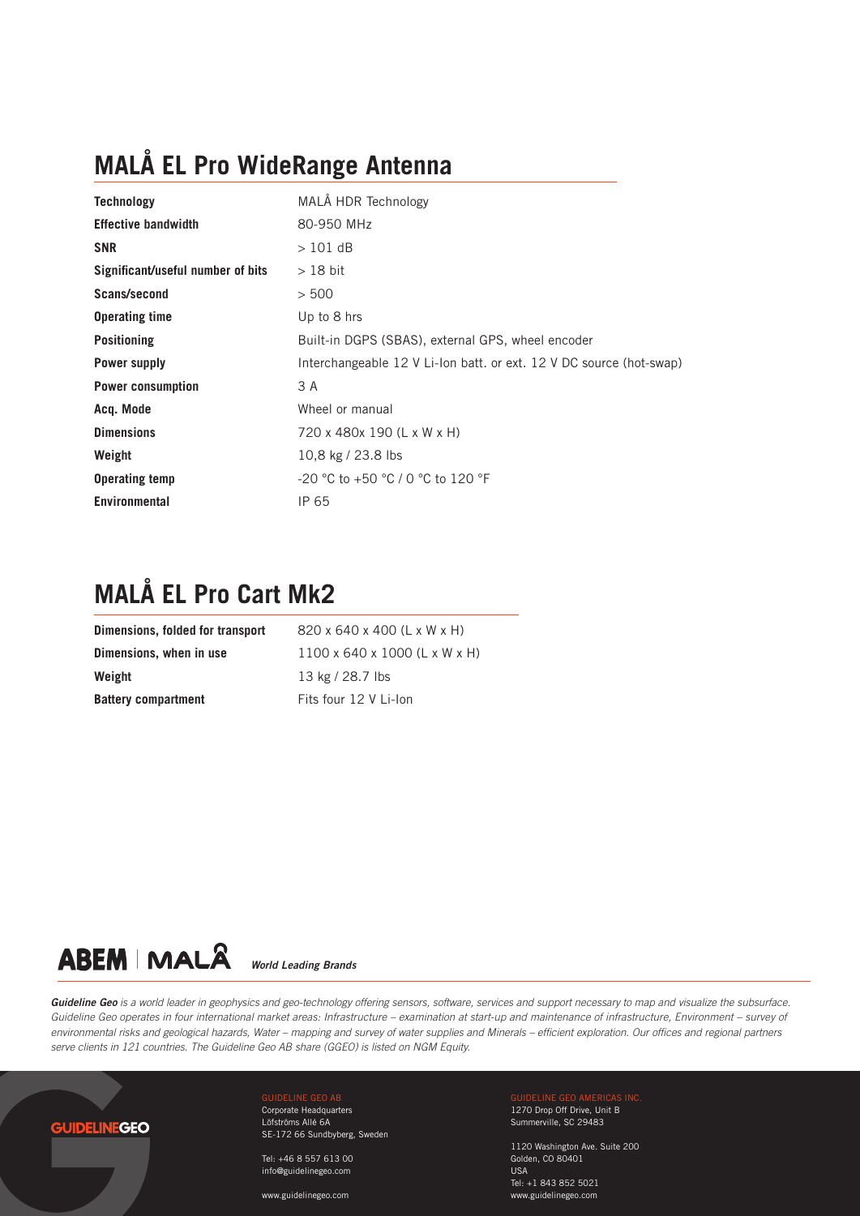## MALÅ EL Pro WideRange Antenna

| | |
|---|---|
| **Technology** | MALÅ HDR Technology |
| **Effective bandwidth** | 80-950 MHz |
| **SNR** | > 101 dB |
| **Significant/useful number of bits** | > 18 bit |
| **Scans/second** | > 500 |
| **Operating time** | Up to 8 hrs |
| **Positioning** | Built-in DGPS (SBAS), external GPS, wheel encoder |
| **Power supply** | Interchangeable 12 V Li-Ion batt. or ext. 12 V DC source (hot-swap) |
| **Power consumption** | 3 A |
| **Acq. Mode** | Wheel or manual |
| **Dimensions** | 720 x 480x 190 (L x W x H) |
| **Weight** | 10,8 kg / 23.8 lbs |
| **Operating temp** | -20 °C to +50 °C / 0 °C to 120 °F |
| **Environmental** | IP 65 |

## MALÅ EL Pro Cart Mk2

| | |
|---|---|
| **Dimensions, folded for transport** | 820 x 640 x 400 (L x W x H) |
| **Dimensions, when in use** | 1100 x 640 x 1000 (L x W x H) |
| **Weight** | 13 kg / 28.7 lbs |
| **Battery compartment** | Fits four 12 V Li-Ion |

ABEM | MALÅ *World Leading Brands*

***Guideline Geo*** *is a world leader in geophysics and geo-technology offering sensors, software, services and support necessary to map and visualize the subsurface. Guideline Geo operates in four international market areas: Infrastructure – examination at start-up and maintenance of infrastructure, Environment – survey of environmental risks and geological hazards, Water – mapping and survey of water supplies and Minerals – efficient exploration. Our offices and regional partners serve clients in 121 countries. The Guideline Geo AB share (GGEO) is listed on NGM Equity.*

GUIDELINEGEO

GUIDELINE GEO AB
Corporate Headquarters
Löfströms Allé 6A
SE-172 66 Sundbyberg, Sweden

Tel: +46 8 557 613 00
info@guidelinegeo.com

www.guidelinegeo.com

GUIDELINE GEO AMERICAS INC.
1270 Drop Off Drive, Unit B
Summerville, SC 29483

1120 Washington Ave. Suite 200
Golden, CO 80401
USA
Tel: +1 843 852 5021
www.guidelinegeo.com